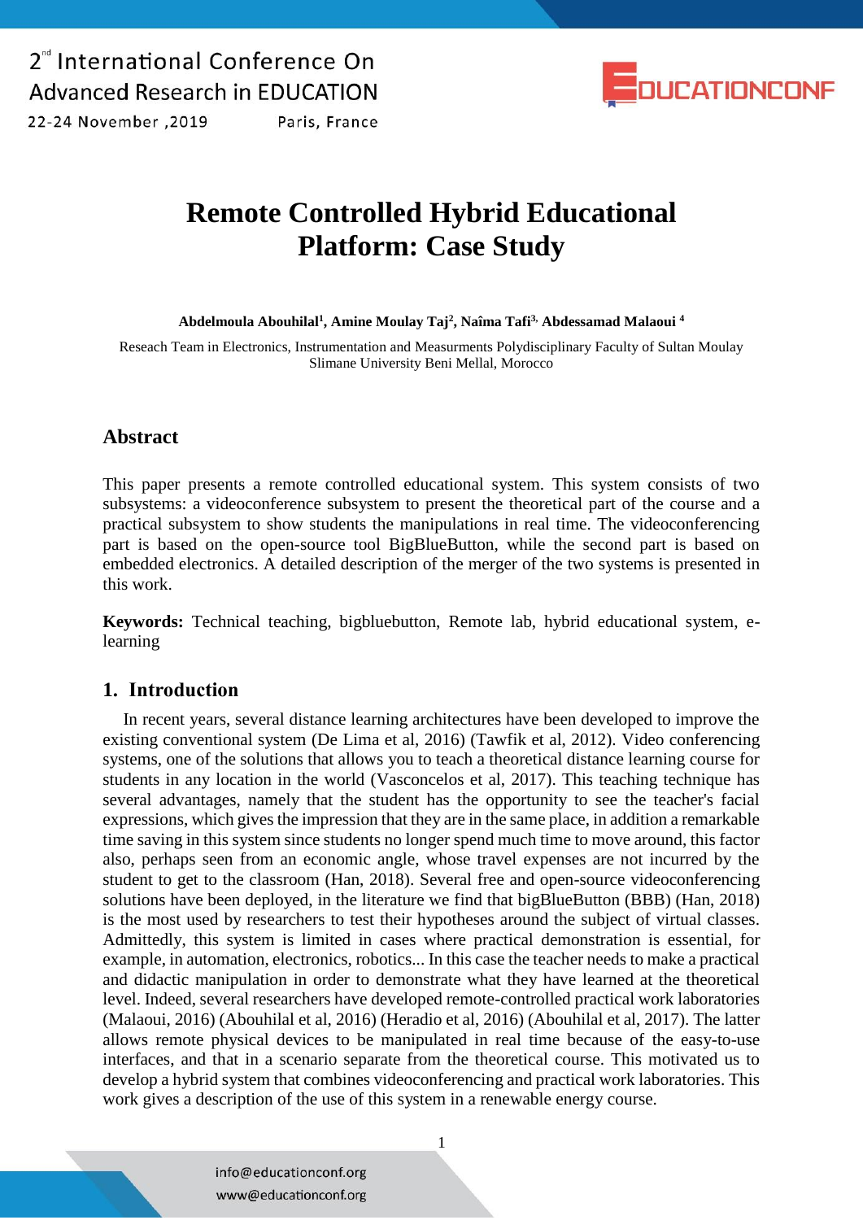# Remote Controlled Hybrid Educational Platform: Case Study

**Abdelmoula Abouhilal[1], Amine Moulay Taj[2], Naîma Tafi[3], Abdessamad Malaoui [4]**

Reseach Team in Electronics, Instrumentation and Measurments Polydisciplinary Faculty of Sultan Moulay Slimane University Beni Mellal, Morocco

## Abstract

This paper presents a remote controlled educational system. This system consists of two subsystems: a videoconference subsystem to present the theoretical part of the course and a practical subsystem to show students the manipulations in real time. The videoconferencing part is based on the open-source tool BigBlueButton, while the second part is based on embedded electronics. A detailed description of the merger of the two systems is presented in this work.

**Keywords:** Technical teaching, bigbluebutton, Remote lab, hybrid educational system, e-learning

## 1. Introduction

In recent years, several distance learning architectures have been developed to improve the existing conventional system (De Lima et al, 2016) (Tawfik et al, 2012). Video conferencing systems, one of the solutions that allows you to teach a theoretical distance learning course for students in any location in the world (Vasconcelos et al, 2017). This teaching technique has several advantages, namely that the student has the opportunity to see the teacher's facial expressions, which gives the impression that they are in the same place, in addition a remarkable time saving in this system since students no longer spend much time to move around, this factor also, perhaps seen from an economic angle, whose travel expenses are not incurred by the student to get to the classroom (Han, 2018). Several free and open-source videoconferencing solutions have been deployed, in the literature we find that bigBlueButton (BBB) (Han, 2018) is the most used by researchers to test their hypotheses around the subject of virtual classes. Admittedly, this system is limited in cases where practical demonstration is essential, for example, in automation, electronics, robotics... In this case the teacher needs to make a practical and didactic manipulation in order to demonstrate what they have learned at the theoretical level. Indeed, several researchers have developed remote-controlled practical work laboratories (Malaoui, 2016) (Abouhilal et al, 2016) (Heradio et al, 2016) (Abouhilal et al, 2017). The latter allows remote physical devices to be manipulated in real time because of the easy-to-use interfaces, and that in a scenario separate from the theoretical course. This motivated us to develop a hybrid system that combines videoconferencing and practical work laboratories. This work gives a description of the use of this system in a renewable energy course.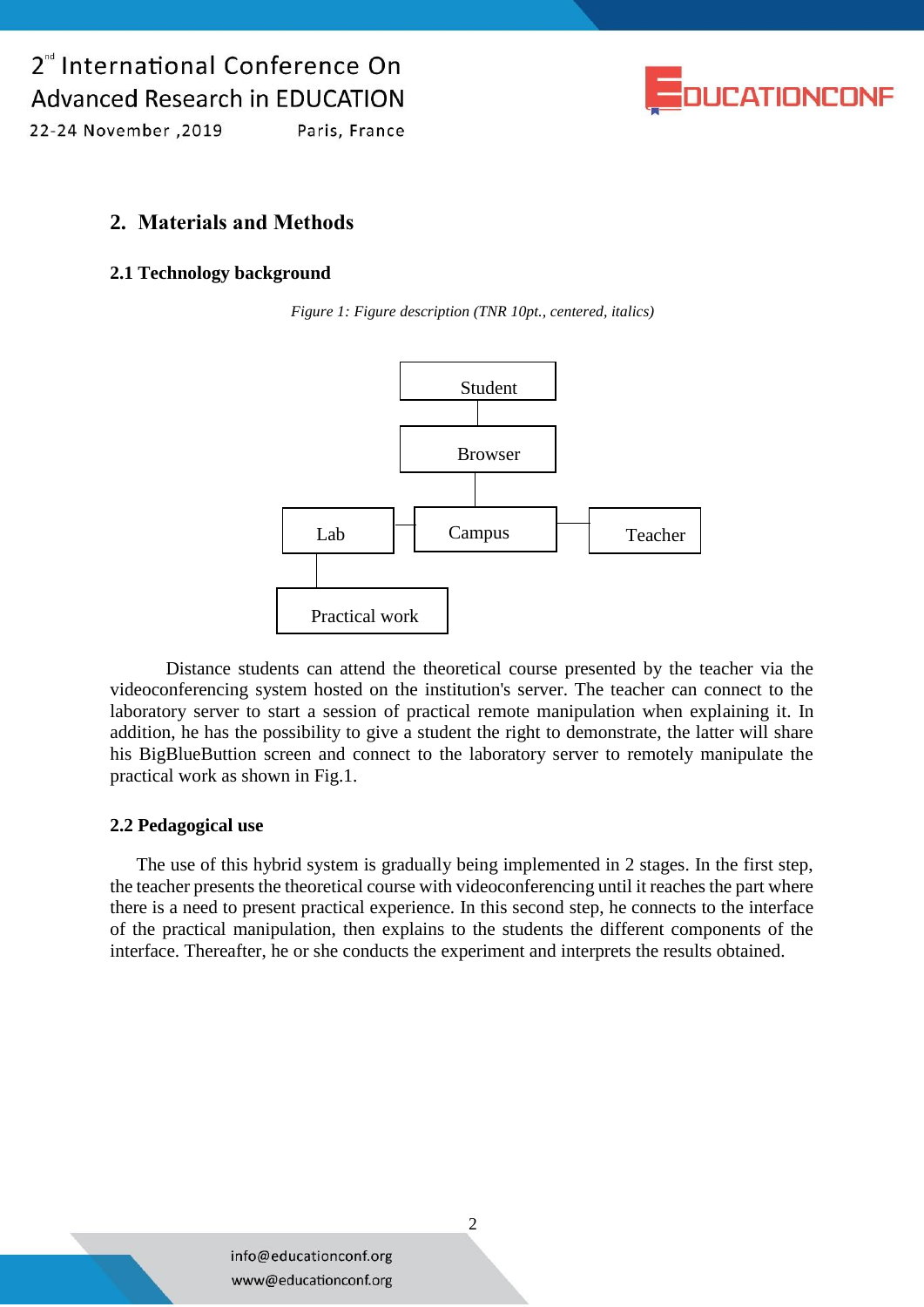## 2. Materials and Methods

### 2.1 Technology background

*Figure 1: Figure description (TNR 10pt., centered, italics)*

Student

Browser

Lab | Campus | Teacher

Practical work

Distance students can attend the theoretical course presented by the teacher via the videoconferencing system hosted on the institution's server. The teacher can connect to the laboratory server to start a session of practical remote manipulation when explaining it. In addition, he has the possibility to give a student the right to demonstrate, the latter will share his BigBlueButtion screen and connect to the laboratory server to remotely manipulate the practical work as shown in Fig.1.

### 2.2 Pedagogical use

The use of this hybrid system is gradually being implemented in 2 stages. In the first step, the teacher presents the theoretical course with videoconferencing until it reaches the part where there is a need to present practical experience. In this second step, he connects to the interface of the practical manipulation, then explains to the students the different components of the interface. Thereafter, he or she conducts the experiment and interprets the results obtained.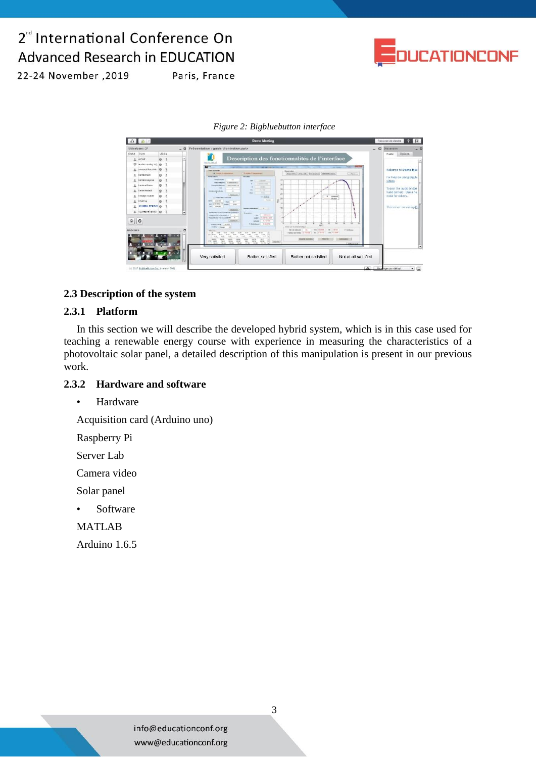*Figure 2: Bigbluebutton interface*

## 2.3 Description of the system

### 2.3.1 Platform

In this section we will describe the developed hybrid system, which is in this case used for teaching a renewable energy course with experience in measuring the characteristics of a photovoltaic solar panel, a detailed description of this manipulation is present in our previous work.

### 2.3.2 Hardware and software

- Hardware

Acquisition card (Arduino uno)

Raspberry Pi

Server Lab

Camera video

Solar panel

- Software

MATLAB

Arduino 1.6.5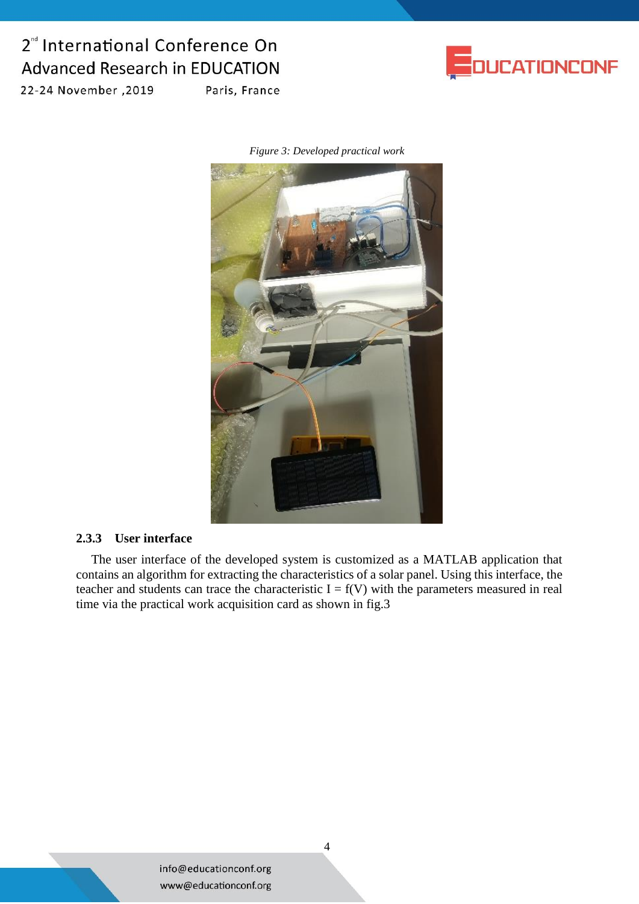*Figure 3: Developed practical work*

### 2.3.3 User interface

The user interface of the developed system is customized as a MATLAB application that contains an algorithm for extracting the characteristics of a solar panel. Using this interface, the teacher and students can trace the characteristic $I = f(V)$ with the parameters measured in real time via the practical work acquisition card as shown in fig.3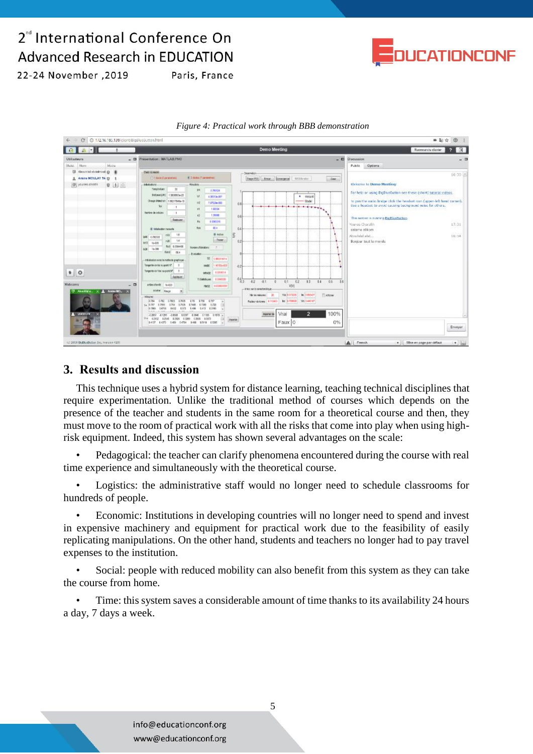*Figure 4: Practical work through BBB demonstration*

## 3. Results and discussion

This technique uses a hybrid system for distance learning, teaching technical disciplines that require experimentation. Unlike the traditional method of courses which depends on the presence of the teacher and students in the same room for a theoretical course and then, they must move to the room of practical work with all the risks that come into play when using high-risk equipment. Indeed, this system has shown several advantages on the scale:

- Pedagogical: the teacher can clarify phenomena encountered during the course with real time experience and simultaneously with the theoretical course.
- Logistics: the administrative staff would no longer need to schedule classrooms for hundreds of people.
- Economic: Institutions in developing countries will no longer need to spend and invest in expensive machinery and equipment for practical work due to the feasibility of easily replicating manipulations. On the other hand, students and teachers no longer had to pay travel expenses to the institution.
- Social: people with reduced mobility can also benefit from this system as they can take the course from home.
- Time: this system saves a considerable amount of time thanks to its availability 24 hours a day, 7 days a week.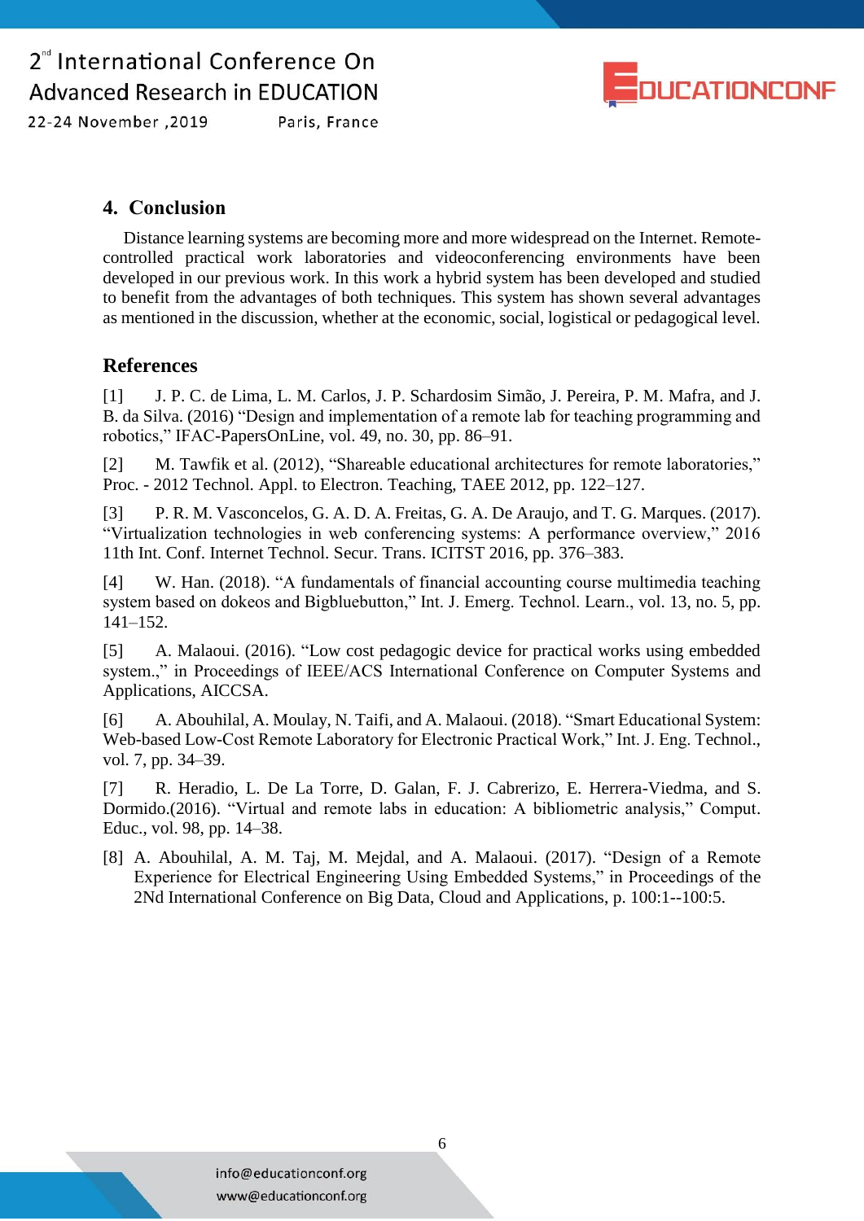## 4. Conclusion

Distance learning systems are becoming more and more widespread on the Internet. Remote-controlled practical work laboratories and videoconferencing environments have been developed in our previous work. In this work a hybrid system has been developed and studied to benefit from the advantages of both techniques. This system has shown several advantages as mentioned in the discussion, whether at the economic, social, logistical or pedagogical level.

## References

[1] J. P. C. de Lima, L. M. Carlos, J. P. Schardosim Simão, J. Pereira, P. M. Mafra, and J. B. da Silva. (2016) "Design and implementation of a remote lab for teaching programming and robotics," IFAC-PapersOnLine, vol. 49, no. 30, pp. 86–91.

[2] M. Tawfik et al. (2012), "Shareable educational architectures for remote laboratories," Proc. - 2012 Technol. Appl. to Electron. Teaching, TAEE 2012, pp. 122–127.

[3] P. R. M. Vasconcelos, G. A. D. A. Freitas, G. A. De Araujo, and T. G. Marques. (2017). "Virtualization technologies in web conferencing systems: A performance overview," 2016 11th Int. Conf. Internet Technol. Secur. Trans. ICITST 2016, pp. 376–383.

[4] W. Han. (2018). "A fundamentals of financial accounting course multimedia teaching system based on dokeos and Bigbluebutton," Int. J. Emerg. Technol. Learn., vol. 13, no. 5, pp. 141–152.

[5] A. Malaoui. (2016). "Low cost pedagogic device for practical works using embedded system.," in Proceedings of IEEE/ACS International Conference on Computer Systems and Applications, AICCSA.

[6] A. Abouhilal, A. Moulay, N. Taifi, and A. Malaoui. (2018). "Smart Educational System: Web-based Low-Cost Remote Laboratory for Electronic Practical Work," Int. J. Eng. Technol., vol. 7, pp. 34–39.

[7] R. Heradio, L. De La Torre, D. Galan, F. J. Cabrerizo, E. Herrera-Viedma, and S. Dormido.(2016). "Virtual and remote labs in education: A bibliometric analysis," Comput. Educ., vol. 98, pp. 14–38.

[8] A. Abouhilal, A. M. Taj, M. Mejdal, and A. Malaoui. (2017). "Design of a Remote Experience for Electrical Engineering Using Embedded Systems," in Proceedings of the 2Nd International Conference on Big Data, Cloud and Applications, p. 100:1--100:5.